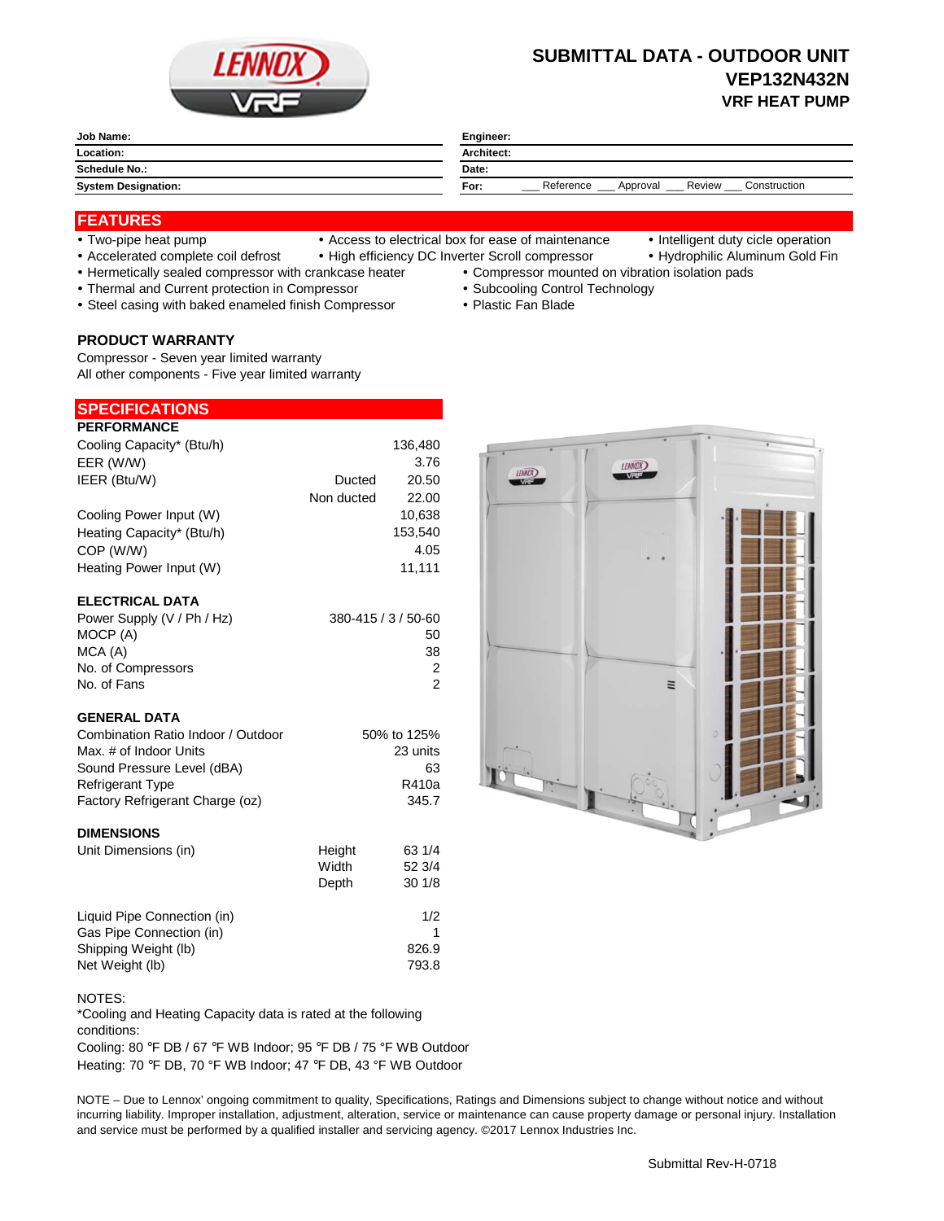# SUBMITTAL DATA - OUTDOOR UNIT

## VEP132N432N

### VRF HEAT PUMP

| | | | |
|---|---|---|---|
| **Job Name:** | | **Engineer:** | |
| **Location:** | | **Architect:** | |
| **Schedule No.:** | | **Date:** | |
| **System Designation:** | | **For:** | ___ Reference ___ Approval ___ Review ___ Construction |

## FEATURES

- Two-pipe heat pump
- Accelerated complete coil defrost
- Access to electrical box for ease of maintenance
- High efficiency DC Inverter Scroll compressor
- Intelligent duty cicle operation
- Hydrophilic Aluminum Gold Fin
- Hermetically sealed compressor with crankcase heater
- Thermal and Current protection in Compressor
- Steel casing with baked enameled finish Compressor
- Compressor mounted on vibration isolation pads
- Subcooling Control Technology
- Plastic Fan Blade

### PRODUCT WARRANTY

Compressor - Seven year limited warranty
All other components - Five year limited warranty

## SPECIFICATIONS

### PERFORMANCE

| | | |
|---|---|---|
| Cooling Capacity* (Btu/h) | | 136,480 |
| EER (W/W) | | 3.76 |
| IEER (Btu/W) | Ducted | 20.50 |
| | Non ducted | 22.00 |
| Cooling Power Input (W) | | 10,638 |
| Heating Capacity* (Btu/h) | | 153,540 |
| COP (W/W) | | 4.05 |
| Heating Power Input (W) | | 11,111 |

### ELECTRICAL DATA

| | |
|---|---|
| Power Supply (V / Ph / Hz) | 380-415 / 3 / 50-60 |
| MOCP (A) | 50 |
| MCA (A) | 38 |
| No. of Compressors | 2 |
| No. of Fans | 2 |

### GENERAL DATA

| | |
|---|---|
| Combination Ratio Indoor / Outdoor | 50% to 125% |
| Max. # of Indoor Units | 23 units |
| Sound Pressure Level (dBA) | 63 |
| Refrigerant Type | R410a |
| Factory Refrigerant Charge (oz) | 345.7 |

### DIMENSIONS

| | | |
|---|---|---|
| Unit Dimensions (in) | Height | 63 1/4 |
| | Width | 52 3/4 |
| | Depth | 30 1/8 |
| Liquid Pipe Connection (in) | | 1/2 |
| Gas Pipe Connection (in) | | 1 |
| Shipping Weight (lb) | | 826.9 |
| Net Weight (lb) | | 793.8 |

NOTES:
*Cooling and Heating Capacity data is rated at the following conditions:
Cooling: 80 ℉ DB / 67 ℉ WB Indoor; 95 ℉ DB / 75 ℉ WB Outdoor
Heating: 70 °F DB, 70 °F WB Indoor; 47 ℉ DB, 43 °F WB Outdoor

NOTE – Due to Lennox' ongoing commitment to quality, Specifications, Ratings and Dimensions subject to change without notice and without incurring liability. Improper installation, adjustment, alteration, service or maintenance can cause property damage or personal injury. Installation and service must be performed by a qualified installer and servicing agency. ©2017 Lennox Industries Inc.

Submittal Rev-H-0718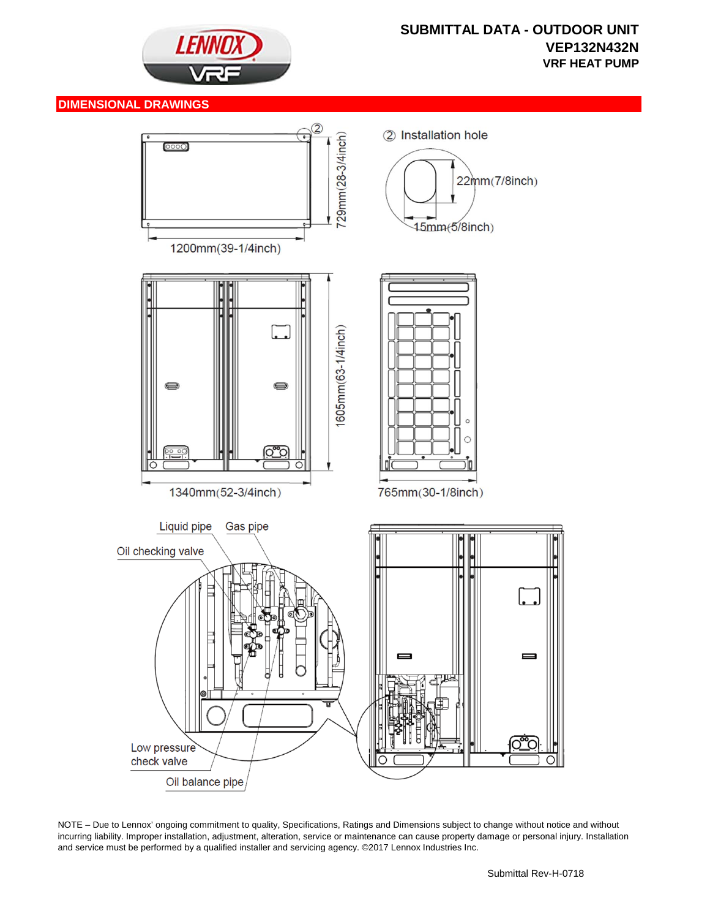# SUBMITTAL DATA - OUTDOOR UNIT
## VEP132N432N
### VRF HEAT PUMP

## DIMENSIONAL DRAWINGS

1200mm(39-1/4inch)

729mm(28-3/4inch)

② Installation hole

22mm(7/8inch)

15mm(5/8inch)

1340mm(52-3/4inch)

1605mm(63-1/4inch)

765mm(30-1/8inch)

Liquid pipe

Gas pipe

Oil checking valve

Low pressure check valve

Oil balance pipe

NOTE – Due to Lennox' ongoing commitment to quality, Specifications, Ratings and Dimensions subject to change without notice and without incurring liability. Improper installation, adjustment, alteration, service or maintenance can cause property damage or personal injury. Installation and service must be performed by a qualified installer and servicing agency. ©2017 Lennox Industries Inc.

Submittal Rev-H-0718